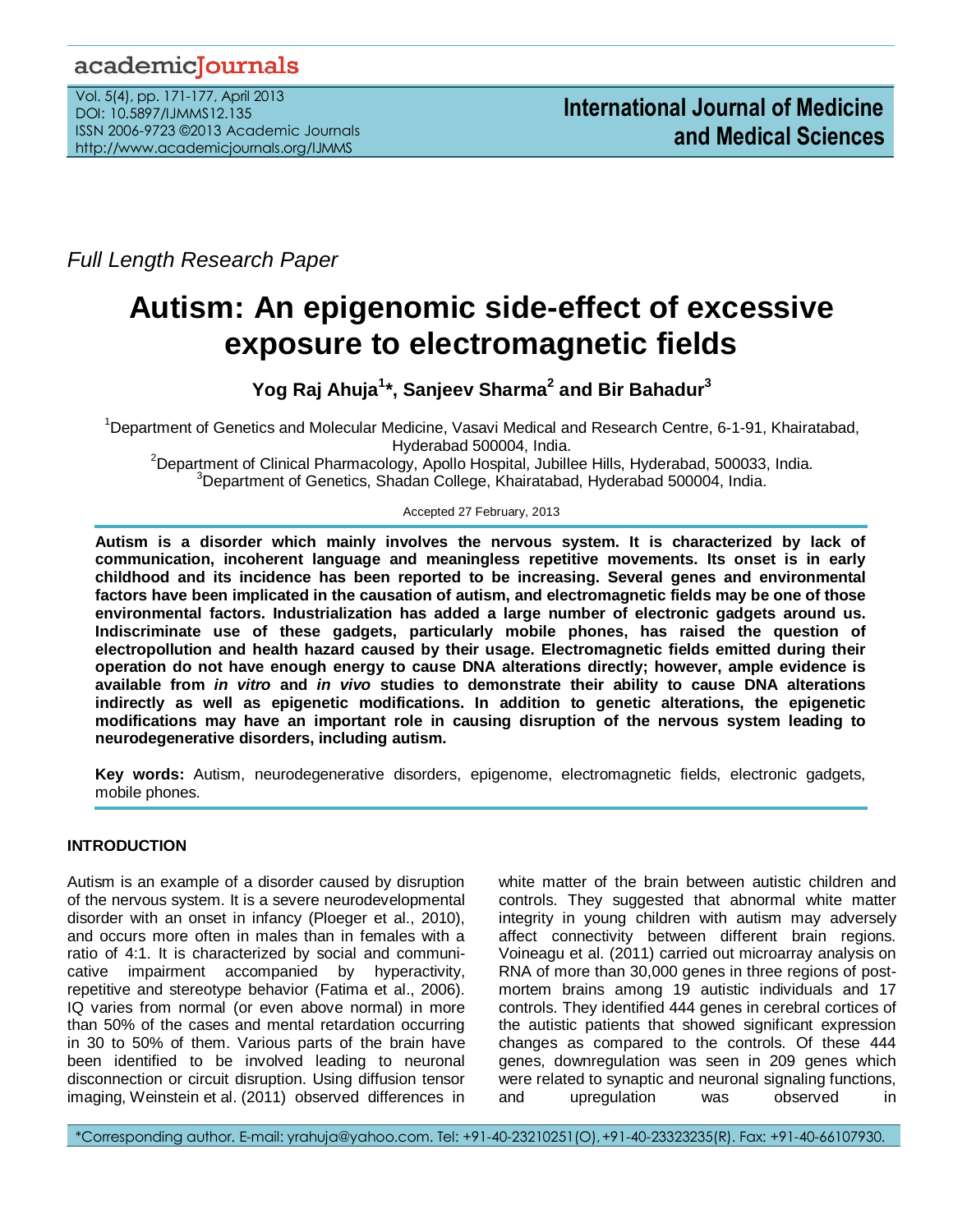*Full Length Research Paper*

# Autism: An epigenomic side-effect of excessive exposure to electromagnetic fields

**Yog Raj Ahuja[1]\*, Sanjeev Sharma[2] and Bir Bahadur[3]**

[1]Department of Genetics and Molecular Medicine, Vasavi Medical and Research Centre, 6-1-91, Khairatabad, Hyderabad 500004, India.
[2]Department of Clinical Pharmacology, Apollo Hospital, Jubillee Hills, Hyderabad, 500033, India.
[3]Department of Genetics, Shadan College, Khairatabad, Hyderabad 500004, India.

Accepted 27 February, 2013

**Autism is a disorder which mainly involves the nervous system. It is characterized by lack of communication, incoherent language and meaningless repetitive movements. Its onset is in early childhood and its incidence has been reported to be increasing. Several genes and environmental factors have been implicated in the causation of autism, and electromagnetic fields may be one of those environmental factors. Industrialization has added a large number of electronic gadgets around us. Indiscriminate use of these gadgets, particularly mobile phones, has raised the question of electropollution and health hazard caused by their usage. Electromagnetic fields emitted during their operation do not have enough energy to cause DNA alterations directly; however, ample evidence is available from *in vitro* and *in vivo* studies to demonstrate their ability to cause DNA alterations indirectly as well as epigenetic modifications. In addition to genetic alterations, the epigenetic modifications may have an important role in causing disruption of the nervous system leading to neurodegenerative disorders, including autism.**

**Key words:** Autism, neurodegenerative disorders, epigenome, electromagnetic fields, electronic gadgets, mobile phones.

## INTRODUCTION

Autism is an example of a disorder caused by disruption of the nervous system. It is a severe neurodevelopmental disorder with an onset in infancy (Ploeger et al., 2010), and occurs more often in males than in females with a ratio of 4:1. It is characterized by social and communicative impairment accompanied by hyperactivity, repetitive and stereotype behavior (Fatima et al., 2006). IQ varies from normal (or even above normal) in more than 50% of the cases and mental retardation occurring in 30 to 50% of them. Various parts of the brain have been identified to be involved leading to neuronal disconnection or circuit disruption. Using diffusion tensor imaging, Weinstein et al. (2011) observed differences in white matter of the brain between autistic children and controls. They suggested that abnormal white matter integrity in young children with autism may adversely affect connectivity between different brain regions. Voineagu et al. (2011) carried out microarray analysis on RNA of more than 30,000 genes in three regions of post-mortem brains among 19 autistic individuals and 17 controls. They identified 444 genes in cerebral cortices of the autistic patients that showed significant expression changes as compared to the controls. Of these 444 genes, downregulation was seen in 209 genes which were related to synaptic and neuronal signaling functions, and upregulation was observed in

\*Corresponding author. E-mail: yrahuja@yahoo.com. Tel: +91-40-23210251(O), +91-40-23323235(R). Fax: +91-40-66107930.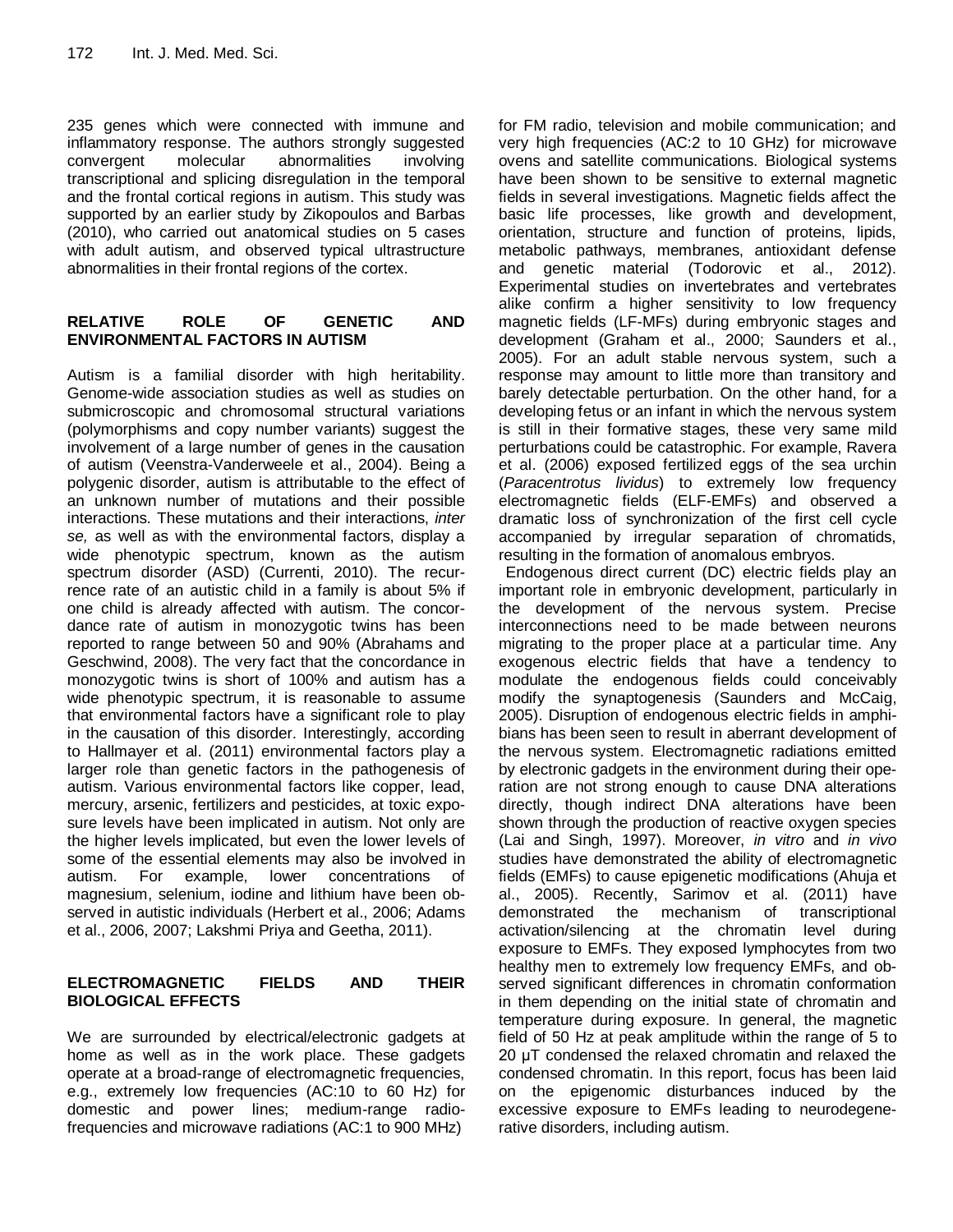235 genes which were connected with immune and inflammatory response. The authors strongly suggested convergent molecular abnormalities involving transcriptional and splicing disregulation in the temporal and the frontal cortical regions in autism. This study was supported by an earlier study by Zikopoulos and Barbas (2010), who carried out anatomical studies on 5 cases with adult autism, and observed typical ultrastructure abnormalities in their frontal regions of the cortex.

## RELATIVE ROLE OF GENETIC AND ENVIRONMENTAL FACTORS IN AUTISM

Autism is a familial disorder with high heritability. Genome-wide association studies as well as studies on submicroscopic and chromosomal structural variations (polymorphisms and copy number variants) suggest the involvement of a large number of genes in the causation of autism (Veenstra-Vanderweele et al., 2004). Being a polygenic disorder, autism is attributable to the effect of an unknown number of mutations and their possible interactions. These mutations and their interactions, *inter se,* as well as with the environmental factors, display a wide phenotypic spectrum, known as the autism spectrum disorder (ASD) (Currenti, 2010). The recurrence rate of an autistic child in a family is about 5% if one child is already affected with autism. The concordance rate of autism in monozygotic twins has been reported to range between 50 and 90% (Abrahams and Geschwind, 2008). The very fact that the concordance in monozygotic twins is short of 100% and autism has a wide phenotypic spectrum, it is reasonable to assume that environmental factors have a significant role to play in the causation of this disorder. Interestingly, according to Hallmayer et al. (2011) environmental factors play a larger role than genetic factors in the pathogenesis of autism. Various environmental factors like copper, lead, mercury, arsenic, fertilizers and pesticides, at toxic exposure levels have been implicated in autism. Not only are the higher levels implicated, but even the lower levels of some of the essential elements may also be involved in autism. For example, lower concentrations of magnesium, selenium, iodine and lithium have been observed in autistic individuals (Herbert et al., 2006; Adams et al., 2006, 2007; Lakshmi Priya and Geetha, 2011).

## ELECTROMAGNETIC FIELDS AND THEIR BIOLOGICAL EFFECTS

We are surrounded by electrical/electronic gadgets at home as well as in the work place. These gadgets operate at a broad-range of electromagnetic frequencies, e.g., extremely low frequencies (AC:10 to 60 Hz) for domestic and power lines; medium-range radio-frequencies and microwave radiations (AC:1 to 900 MHz) for FM radio, television and mobile communication; and very high frequencies (AC:2 to 10 GHz) for microwave ovens and satellite communications. Biological systems have been shown to be sensitive to external magnetic fields in several investigations. Magnetic fields affect the basic life processes, like growth and development, orientation, structure and function of proteins, lipids, metabolic pathways, membranes, antioxidant defense and genetic material (Todorovic et al., 2012). Experimental studies on invertebrates and vertebrates alike confirm a higher sensitivity to low frequency magnetic fields (LF-MFs) during embryonic stages and development (Graham et al., 2000; Saunders et al., 2005). For an adult stable nervous system, such a response may amount to little more than transitory and barely detectable perturbation. On the other hand, for a developing fetus or an infant in which the nervous system is still in their formative stages, these very same mild perturbations could be catastrophic. For example, Ravera et al. (2006) exposed fertilized eggs of the sea urchin (*Paracentrotus lividus*) to extremely low frequency electromagnetic fields (ELF-EMFs) and observed a dramatic loss of synchronization of the first cell cycle accompanied by irregular separation of chromatids, resulting in the formation of anomalous embryos.

Endogenous direct current (DC) electric fields play an important role in embryonic development, particularly in the development of the nervous system. Precise interconnections need to be made between neurons migrating to the proper place at a particular time. Any exogenous electric fields that have a tendency to modulate the endogenous fields could conceivably modify the synaptogenesis (Saunders and McCaig, 2005). Disruption of endogenous electric fields in amphibians has been seen to result in aberrant development of the nervous system. Electromagnetic radiations emitted by electronic gadgets in the environment during their operation are not strong enough to cause DNA alterations directly, though indirect DNA alterations have been shown through the production of reactive oxygen species (Lai and Singh, 1997). Moreover, *in vitro* and *in vivo* studies have demonstrated the ability of electromagnetic fields (EMFs) to cause epigenetic modifications (Ahuja et al., 2005). Recently, Sarimov et al. (2011) have demonstrated the mechanism of transcriptional activation/silencing at the chromatin level during exposure to EMFs. They exposed lymphocytes from two healthy men to extremely low frequency EMFs, and observed significant differences in chromatin conformation in them depending on the initial state of chromatin and temperature during exposure. In general, the magnetic field of 50 Hz at peak amplitude within the range of 5 to 20 μT condensed the relaxed chromatin and relaxed the condensed chromatin. In this report, focus has been laid on the epigenomic disturbances induced by the excessive exposure to EMFs leading to neurodegenerative disorders, including autism.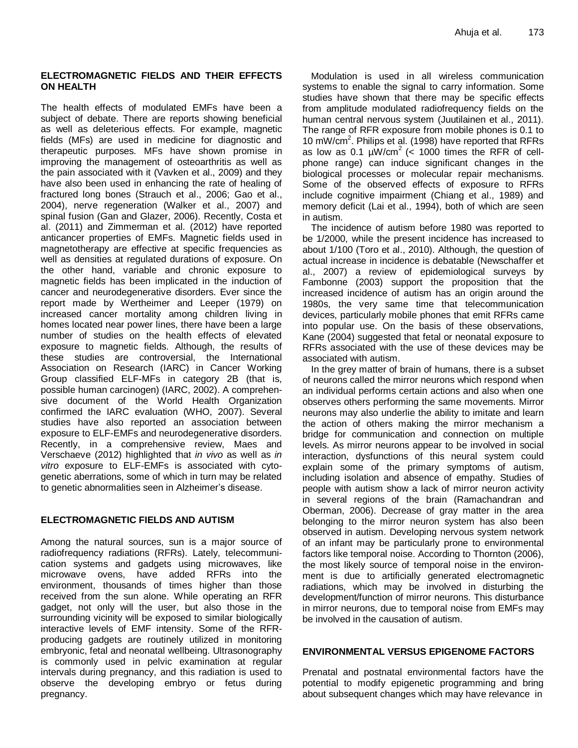## ELECTROMAGNETIC FIELDS AND THEIR EFFECTS ON HEALTH

The health effects of modulated EMFs have been a subject of debate. There are reports showing beneficial as well as deleterious effects. For example, magnetic fields (MFs) are used in medicine for diagnostic and therapeutic purposes. MFs have shown promise in improving the management of osteoarthritis as well as the pain associated with it (Vavken et al., 2009) and they have also been used in enhancing the rate of healing of fractured long bones (Strauch et al., 2006; Gao et al., 2004), nerve regeneration (Walker et al., 2007) and spinal fusion (Gan and Glazer, 2006). Recently, Costa et al. (2011) and Zimmerman et al. (2012) have reported anticancer properties of EMFs. Magnetic fields used in magnetotherapy are effective at specific frequencies as well as densities at regulated durations of exposure. On the other hand, variable and chronic exposure to magnetic fields has been implicated in the induction of cancer and neurodegenerative disorders. Ever since the report made by Wertheimer and Leeper (1979) on increased cancer mortality among children living in homes located near power lines, there have been a large number of studies on the health effects of elevated exposure to magnetic fields. Although, the results of these studies are controversial, the International Association on Research (IARC) in Cancer Working Group classified ELF-MFs in category 2B (that is, possible human carcinogen) (IARC, 2002). A comprehensive document of the World Health Organization confirmed the IARC evaluation (WHO, 2007). Several studies have also reported an association between exposure to ELF-EMFs and neurodegenerative disorders. Recently, in a comprehensive review, Maes and Verschaeve (2012) highlighted that *in vivo* as well as *in vitro* exposure to ELF-EMFs is associated with cytogenetic aberrations, some of which in turn may be related to genetic abnormalities seen in Alzheimer's disease.

## ELECTROMAGNETIC FIELDS AND AUTISM

Among the natural sources, sun is a major source of radiofrequency radiations (RFRs). Lately, telecommunication systems and gadgets using microwaves, like microwave ovens, have added RFRs into the environment, thousands of times higher than those received from the sun alone. While operating an RFR gadget, not only will the user, but also those in the surrounding vicinity will be exposed to similar biologically interactive levels of EMF intensity. Some of the RFR-producing gadgets are routinely utilized in monitoring embryonic, fetal and neonatal wellbeing. Ultrasonography is commonly used in pelvic examination at regular intervals during pregnancy, and this radiation is used to observe the developing embryo or fetus during pregnancy.

Modulation is used in all wireless communication systems to enable the signal to carry information. Some studies have shown that there may be specific effects from amplitude modulated radiofrequency fields on the human central nervous system (Juutilainen et al., 2011). The range of RFR exposure from mobile phones is 0.1 to 10 mW/cm$^2$. Philips et al. (1998) have reported that RFRs as low as 0.1 µW/cm$^2$ (< 1000 times the RFR of cell-phone range) can induce significant changes in the biological processes or molecular repair mechanisms. Some of the observed effects of exposure to RFRs include cognitive impairment (Chiang et al., 1989) and memory deficit (Lai et al., 1994), both of which are seen in autism.

The incidence of autism before 1980 was reported to be 1/2000, while the present incidence has increased to about 1/100 (Toro et al., 2010). Although, the question of actual increase in incidence is debatable (Newschaffer et al., 2007) a review of epidemiological surveys by Fambonne (2003) support the proposition that the increased incidence of autism has an origin around the 1980s, the very same time that telecommunication devices, particularly mobile phones that emit RFRs came into popular use. On the basis of these observations, Kane (2004) suggested that fetal or neonatal exposure to RFRs associated with the use of these devices may be associated with autism.

In the grey matter of brain of humans, there is a subset of neurons called the mirror neurons which respond when an individual performs certain actions and also when one observes others performing the same movements. Mirror neurons may also underlie the ability to imitate and learn the action of others making the mirror mechanism a bridge for communication and connection on multiple levels. As mirror neurons appear to be involved in social interaction, dysfunctions of this neural system could explain some of the primary symptoms of autism, including isolation and absence of empathy. Studies of people with autism show a lack of mirror neuron activity in several regions of the brain (Ramachandran and Oberman, 2006). Decrease of gray matter in the area belonging to the mirror neuron system has also been observed in autism. Developing nervous system network of an infant may be particularly prone to environmental factors like temporal noise. According to Thornton (2006), the most likely source of temporal noise in the environment is due to artificially generated electromagnetic radiations, which may be involved in disturbing the development/function of mirror neurons. This disturbance in mirror neurons, due to temporal noise from EMFs may be involved in the causation of autism.

## ENVIRONMENTAL VERSUS EPIGENOME FACTORS

Prenatal and postnatal environmental factors have the potential to modify epigenetic programming and bring about subsequent changes which may have relevance in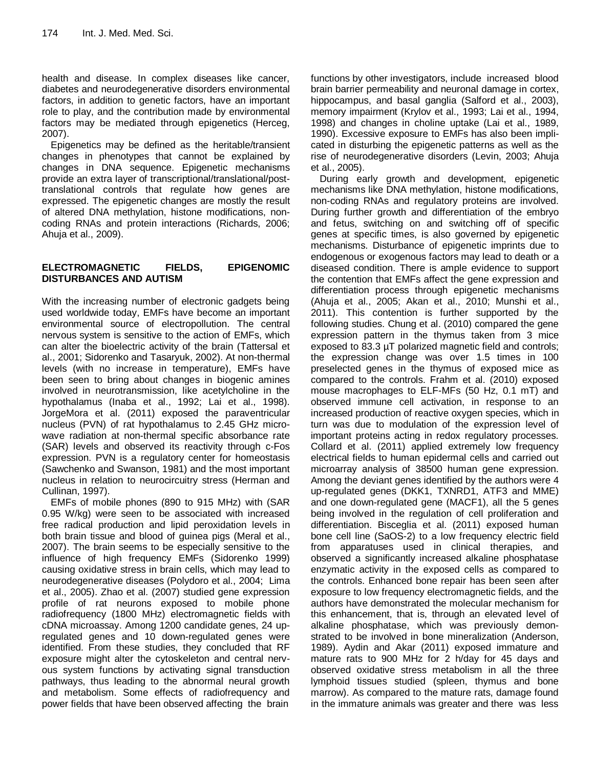health and disease. In complex diseases like cancer, diabetes and neurodegenerative disorders environmental factors, in addition to genetic factors, have an important role to play, and the contribution made by environmental factors may be mediated through epigenetics (Herceg, 2007).

Epigenetics may be defined as the heritable/transient changes in phenotypes that cannot be explained by changes in DNA sequence. Epigenetic mechanisms provide an extra layer of transcriptional/translational/post-translational controls that regulate how genes are expressed. The epigenetic changes are mostly the result of altered DNA methylation, histone modifications, non-coding RNAs and protein interactions (Richards, 2006; Ahuja et al., 2009).

## ELECTROMAGNETIC FIELDS, EPIGENOMIC DISTURBANCES AND AUTISM

With the increasing number of electronic gadgets being used worldwide today, EMFs have become an important environmental source of electropollution. The central nervous system is sensitive to the action of EMFs, which can alter the bioelectric activity of the brain (Tattersal et al., 2001; Sidorenko and Tasaryuk, 2002). At non-thermal levels (with no increase in temperature), EMFs have been seen to bring about changes in biogenic amines involved in neurotransmission, like acetylcholine in the hypothalamus (Inaba et al., 1992; Lai et al., 1998). JorgeMora et al. (2011) exposed the paraventricular nucleus (PVN) of rat hypothalamus to 2.45 GHz microwave radiation at non-thermal specific absorbance rate (SAR) levels and observed its reactivity through c-Fos expression. PVN is a regulatory center for homeostasis (Sawchenko and Swanson, 1981) and the most important nucleus in relation to neurocircuitry stress (Herman and Cullinan, 1997).

EMFs of mobile phones (890 to 915 MHz) with (SAR 0.95 W/kg) were seen to be associated with increased free radical production and lipid peroxidation levels in both brain tissue and blood of guinea pigs (Meral et al., 2007). The brain seems to be especially sensitive to the influence of high frequency EMFs (Sidorenko 1999) causing oxidative stress in brain cells, which may lead to neurodegenerative diseases (Polydoro et al., 2004; Lima et al., 2005). Zhao et al. (2007) studied gene expression profile of rat neurons exposed to mobile phone radiofrequency (1800 MHz) electromagnetic fields with cDNA microassay. Among 1200 candidate genes, 24 up-regulated genes and 10 down-regulated genes were identified. From these studies, they concluded that RF exposure might alter the cytoskeleton and central nervous system functions by activating signal transduction pathways, thus leading to the abnormal neural growth and metabolism. Some effects of radiofrequency and power fields that have been observed affecting the brain functions by other investigators, include increased blood brain barrier permeability and neuronal damage in cortex, hippocampus, and basal ganglia (Salford et al., 2003), memory impairment (Krylov et al., 1993; Lai et al., 1994, 1998) and changes in choline uptake (Lai et al., 1989, 1990). Excessive exposure to EMFs has also been implicated in disturbing the epigenetic patterns as well as the rise of neurodegenerative disorders (Levin, 2003; Ahuja et al., 2005).

During early growth and development, epigenetic mechanisms like DNA methylation, histone modifications, non-coding RNAs and regulatory proteins are involved. During further growth and differentiation of the embryo and fetus, switching on and switching off of specific genes at specific times, is also governed by epigenetic mechanisms. Disturbance of epigenetic imprints due to endogenous or exogenous factors may lead to death or a diseased condition. There is ample evidence to support the contention that EMFs affect the gene expression and differentiation process through epigenetic mechanisms (Ahuja et al., 2005; Akan et al., 2010; Munshi et al., 2011). This contention is further supported by the following studies. Chung et al. (2010) compared the gene expression pattern in the thymus taken from 3 mice exposed to 83.3 µT polarized magnetic field and controls; the expression change was over 1.5 times in 100 preselected genes in the thymus of exposed mice as compared to the controls. Frahm et al. (2010) exposed mouse macrophages to ELF-MFs (50 Hz, 0.1 mT) and observed immune cell activation, in response to an increased production of reactive oxygen species, which in turn was due to modulation of the expression level of important proteins acting in redox regulatory processes. Collard et al. (2011) applied extremely low frequency electrical fields to human epidermal cells and carried out microarray analysis of 38500 human gene expression. Among the deviant genes identified by the authors were 4 up-regulated genes (DKK1, TXNRD1, ATF3 and MME) and one down-regulated gene (MACF1), all the 5 genes being involved in the regulation of cell proliferation and differentiation. Bisceglia et al. (2011) exposed human bone cell line (SaOS-2) to a low frequency electric field from apparatuses used in clinical therapies, and observed a significantly increased alkaline phosphatase enzymatic activity in the exposed cells as compared to the controls. Enhanced bone repair has been seen after exposure to low frequency electromagnetic fields, and the authors have demonstrated the molecular mechanism for this enhancement, that is, through an elevated level of alkaline phosphatase, which was previously demonstrated to be involved in bone mineralization (Anderson, 1989). Aydin and Akar (2011) exposed immature and mature rats to 900 MHz for 2 h/day for 45 days and observed oxidative stress metabolism in all the three lymphoid tissues studied (spleen, thymus and bone marrow). As compared to the mature rats, damage found in the immature animals was greater and there was less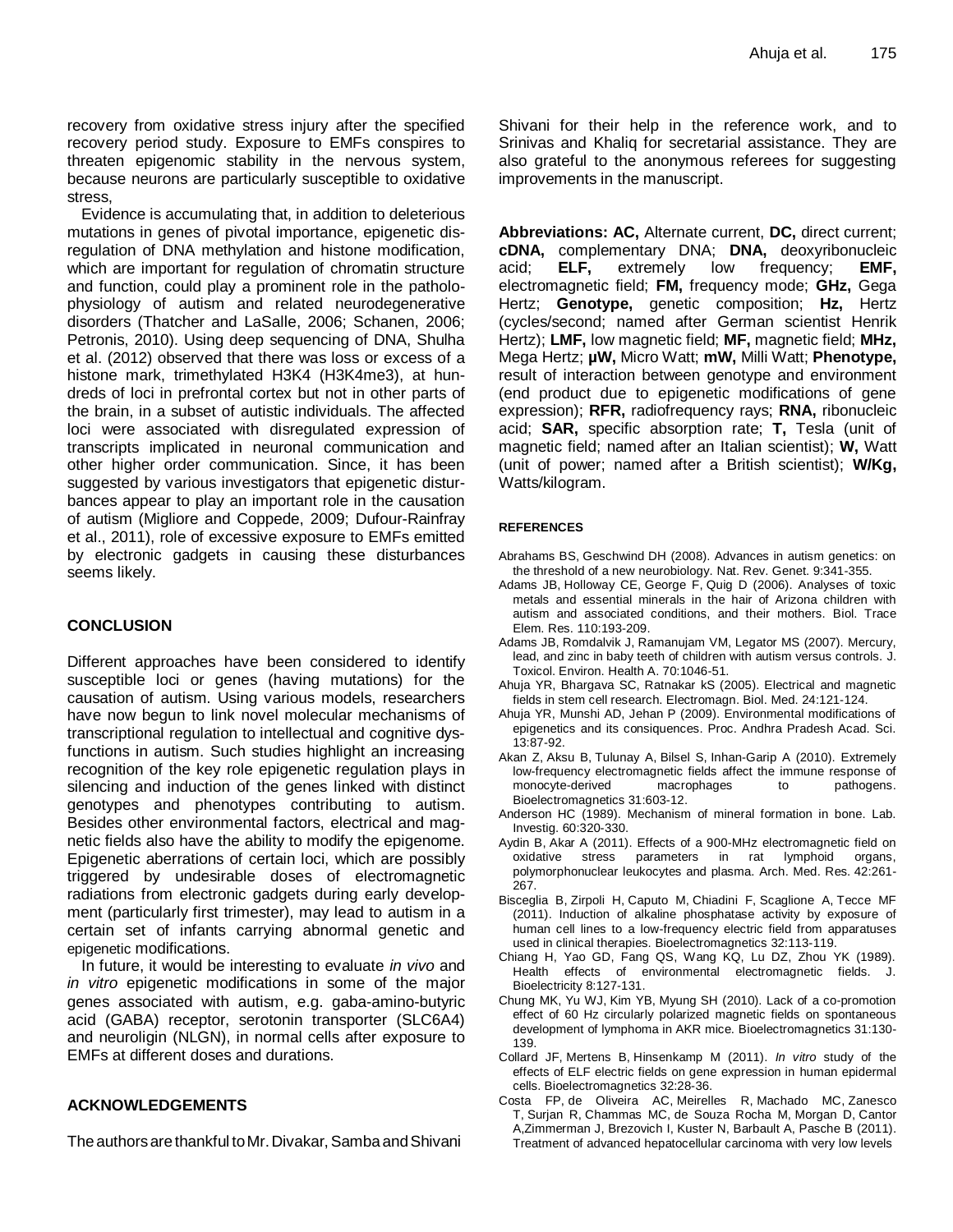recovery from oxidative stress injury after the specified recovery period study. Exposure to EMFs conspires to threaten epigenomic stability in the nervous system, because neurons are particularly susceptible to oxidative stress,

Evidence is accumulating that, in addition to deleterious mutations in genes of pivotal importance, epigenetic disregulation of DNA methylation and histone modification, which are important for regulation of chromatin structure and function, could play a prominent role in the pathophysiology of autism and related neurodegenerative disorders (Thatcher and LaSalle, 2006; Schanen, 2006; Petronis, 2010). Using deep sequencing of DNA, Shulha et al. (2012) observed that there was loss or excess of a histone mark, trimethylated H3K4 (H3K4me3), at hundreds of loci in prefrontal cortex but not in other parts of the brain, in a subset of autistic individuals. The affected loci were associated with disregulated expression of transcripts implicated in neuronal communication and other higher order communication. Since, it has been suggested by various investigators that epigenetic disturbances appear to play an important role in the causation of autism (Migliore and Coppede, 2009; Dufour-Rainfray et al., 2011), role of excessive exposure to EMFs emitted by electronic gadgets in causing these disturbances seems likely.

## CONCLUSION

Different approaches have been considered to identify susceptible loci or genes (having mutations) for the causation of autism. Using various models, researchers have now begun to link novel molecular mechanisms of transcriptional regulation to intellectual and cognitive dysfunctions in autism. Such studies highlight an increasing recognition of the key role epigenetic regulation plays in silencing and induction of the genes linked with distinct genotypes and phenotypes contributing to autism. Besides other environmental factors, electrical and magnetic fields also have the ability to modify the epigenome. Epigenetic aberrations of certain loci, which are possibly triggered by undesirable doses of electromagnetic radiations from electronic gadgets during early development (particularly first trimester), may lead to autism in a certain set of infants carrying abnormal genetic and epigenetic modifications.

In future, it would be interesting to evaluate *in vivo* and *in vitro* epigenetic modifications in some of the major genes associated with autism, e.g. gaba-amino-butyric acid (GABA) receptor, serotonin transporter (SLC6A4) and neuroligin (NLGN), in normal cells after exposure to EMFs at different doses and durations.

## ACKNOWLEDGEMENTS

The authors are thankful to Mr. Divakar, Samba and Shivani Shivani for their help in the reference work, and to Srinivas and Khaliq for secretarial assistance. They are also grateful to the anonymous referees for suggesting improvements in the manuscript.

**Abbreviations: AC,** Alternate current, **DC,** direct current; **cDNA,** complementary DNA; **DNA,** deoxyribonucleic acid; **ELF,** extremely low frequency; **EMF,** electromagnetic field; **FM,** frequency mode; **GHz,** Gega Hertz; **Genotype,** genetic composition; **Hz,** Hertz (cycles/second; named after German scientist Henrik Hertz); **LMF,** low magnetic field; **MF,** magnetic field; **MHz,** Mega Hertz; **μW,** Micro Watt; **mW,** Milli Watt; **Phenotype,** result of interaction between genotype and environment (end product due to epigenetic modifications of gene expression); **RFR,** radiofrequency rays; **RNA,** ribonucleic acid; **SAR,** specific absorption rate; **T,** Tesla (unit of magnetic field; named after an Italian scientist); **W,** Watt (unit of power; named after a British scientist); **W/Kg,** Watts/kilogram.

## REFERENCES

Abrahams BS, Geschwind DH (2008). Advances in autism genetics: on the threshold of a new neurobiology. Nat. Rev. Genet. 9:341-355.

Adams JB, Holloway CE, George F, Quig D (2006). Analyses of toxic metals and essential minerals in the hair of Arizona children with autism and associated conditions, and their mothers. Biol. Trace Elem. Res. 110:193-209.

Adams JB, Romdalvik J, Ramanujam VM, Legator MS (2007). Mercury, lead, and zinc in baby teeth of children with autism versus controls. J. Toxicol. Environ. Health A. 70:1046-51.

Ahuja YR, Bhargava SC, Ratnakar kS (2005). Electrical and magnetic fields in stem cell research. Electromagn. Biol. Med. 24:121-124.

Ahuja YR, Munshi AD, Jehan P (2009). Environmental modifications of epigenetics and its consiquences. Proc. Andhra Pradesh Acad. Sci. 13:87-92.

Akan Z, Aksu B, Tulunay A, Bilsel S, Inhan-Garip A (2010). Extremely low-frequency electromagnetic fields affect the immune response of monocyte-derived macrophages to pathogens. Bioelectromagnetics 31:603-12.

Anderson HC (1989). Mechanism of mineral formation in bone. Lab. Investig. 60:320-330.

Aydin B, Akar A (2011). Effects of a 900-MHz electromagnetic field on oxidative stress parameters in rat lymphoid organs, polymorphonuclear leukocytes and plasma. Arch. Med. Res. 42:261-267.

Bisceglia B, Zirpoli H, Caputo M, Chiadini F, Scaglione A, Tecce MF (2011). Induction of alkaline phosphatase activity by exposure of human cell lines to a low-frequency electric field from apparatuses used in clinical therapies. Bioelectromagnetics 32:113-119.

Chiang H, Yao GD, Fang QS, Wang KQ, Lu DZ, Zhou YK (1989). Health effects of environmental electromagnetic fields. J. Bioelectricity 8:127-131.

Chung MK, Yu WJ, Kim YB, Myung SH (2010). Lack of a co-promotion effect of 60 Hz circularly polarized magnetic fields on spontaneous development of lymphoma in AKR mice. Bioelectromagnetics 31:130-139.

Collard JF, Mertens B, Hinsenkamp M (2011). *In vitro* study of the effects of ELF electric fields on gene expression in human epidermal cells. Bioelectromagnetics 32:28-36.

Costa FP, de Oliveira AC, Meirelles R, Machado MC, Zanesco T, Surjan R, Chammas MC, de Souza Rocha M, Morgan D, Cantor A,Zimmerman J, Brezovich I, Kuster N, Barbault A, Pasche B (2011). Treatment of advanced hepatocellular carcinoma with very low levels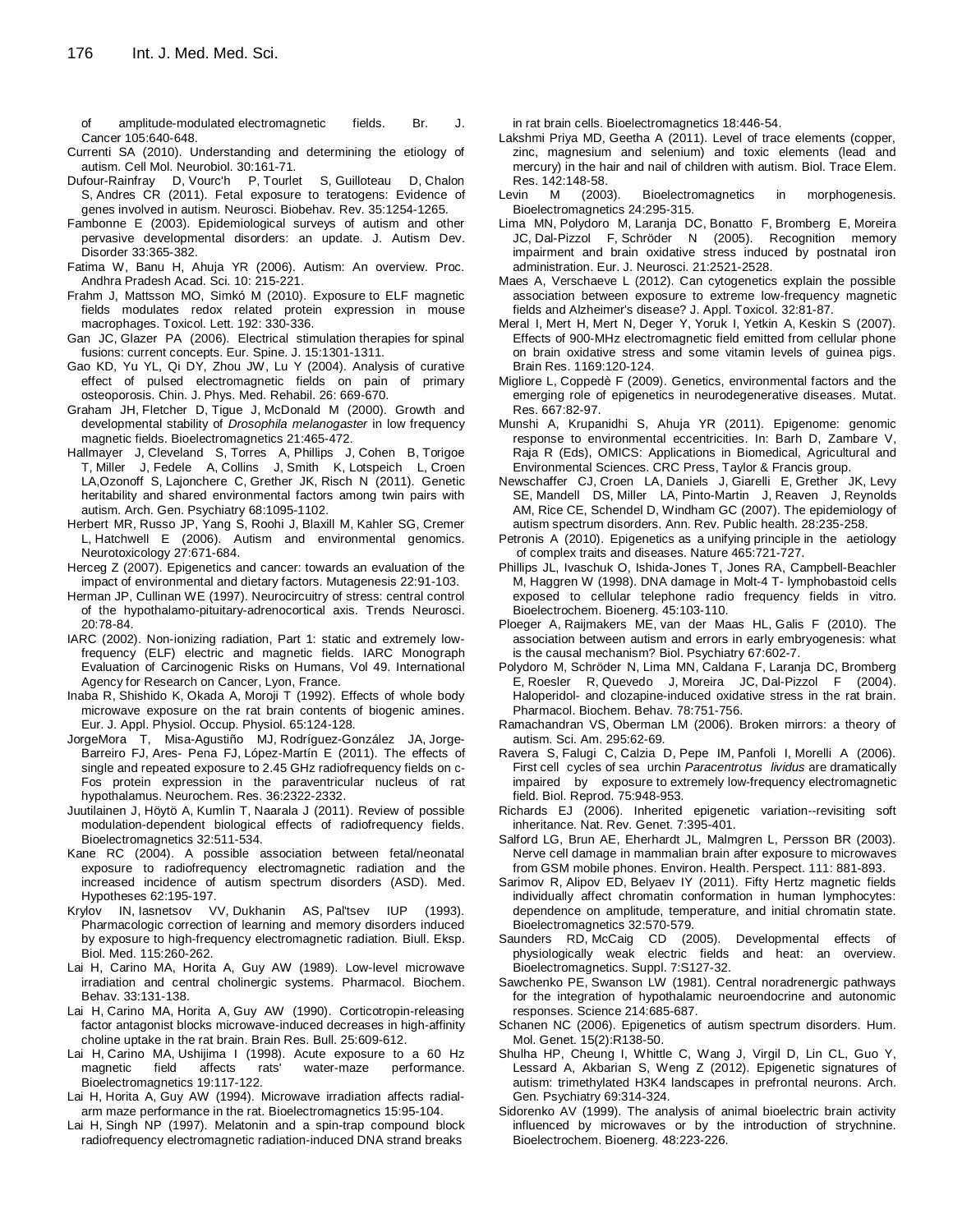of amplitude-modulated electromagnetic fields. Br. J. Cancer 105:640-648.

Currenti SA (2010). Understanding and determining the etiology of autism. Cell Mol. Neurobiol. 30:161-71.

Dufour-Rainfray D, Vourc'h P, Tourlet S, Guilloteau D, Chalon S, Andres CR (2011). Fetal exposure to teratogens: Evidence of genes involved in autism. Neurosci. Biobehav. Rev. 35:1254-1265.

Fambonne E (2003). Epidemiological surveys of autism and other pervasive developmental disorders: an update. J. Autism Dev. Disorder 33:365-382.

Fatima W, Banu H, Ahuja YR (2006). Autism: An overview. Proc. Andhra Pradesh Acad. Sci. 10: 215-221.

Frahm J, Mattsson MO, Simkó M (2010). Exposure to ELF magnetic fields modulates redox related protein expression in mouse macrophages. Toxicol. Lett. 192: 330-336.

Gan JC, Glazer PA (2006). Electrical stimulation therapies for spinal fusions: current concepts. Eur. Spine. J. 15:1301-1311.

Gao KD, Yu YL, Qi DY, Zhou JW, Lu Y (2004). Analysis of curative effect of pulsed electromagnetic fields on pain of primary osteoporosis. Chin. J. Phys. Med. Rehabil. 26: 669-670.

Graham JH, Fletcher D, Tigue J, McDonald M (2000). Growth and developmental stability of *Drosophila melanogaster* in low frequency magnetic fields. Bioelectromagnetics 21:465-472.

Hallmayer J, Cleveland S, Torres A, Phillips J, Cohen B, Torigoe T, Miller J, Fedele A, Collins J, Smith K, Lotspeich L, Croen LA,Ozonoff S, Lajonchere C, Grether JK, Risch N (2011). Genetic heritability and shared environmental factors among twin pairs with autism. Arch. Gen. Psychiatry 68:1095-1102.

Herbert MR, Russo JP, Yang S, Roohi J, Blaxill M, Kahler SG, Cremer L, Hatchwell E (2006). Autism and environmental genomics. Neurotoxicology 27:671-684.

Herceg Z (2007). Epigenetics and cancer: towards an evaluation of the impact of environmental and dietary factors. Mutagenesis 22:91-103.

Herman JP, Cullinan WE (1997). Neurocircuitry of stress: central control of the hypothalamo-pituitary-adrenocortical axis. Trends Neurosci. 20:78-84.

IARC (2002). Non-ionizing radiation, Part 1: static and extremely low-frequency (ELF) electric and magnetic fields. IARC Monograph Evaluation of Carcinogenic Risks on Humans, Vol 49. International Agency for Research on Cancer, Lyon, France.

Inaba R, Shishido K, Okada A, Moroji T (1992). Effects of whole body microwave exposure on the rat brain contents of biogenic amines. Eur. J. Appl. Physiol. Occup. Physiol. 65:124-128.

JorgeMora T, Misa-Agustiño MJ, Rodríguez-González JA, Jorge-Barreiro FJ, Ares- Pena FJ, López-Martín E (2011). The effects of single and repeated exposure to 2.45 GHz radiofrequency fields on c-Fos protein expression in the paraventricular nucleus of rat hypothalamus. Neurochem. Res. 36:2322-2332.

Juutilainen J, Höytö A, Kumlin T, Naarala J (2011). Review of possible modulation-dependent biological effects of radiofrequency fields. Bioelectromagnetics 32:511-534.

Kane RC (2004). A possible association between fetal/neonatal exposure to radiofrequency electromagnetic radiation and the increased incidence of autism spectrum disorders (ASD). Med. Hypotheses 62:195-197.

Krylov IN, Iasnetsov VV, Dukhanin AS, Pal'tsev IUP (1993). Pharmacologic correction of learning and memory disorders induced by exposure to high-frequency electromagnetic radiation. Biull. Eksp. Biol. Med. 115:260-262.

Lai H, Carino MA, Horita A, Guy AW (1989). Low-level microwave irradiation and central cholinergic systems. Pharmacol. Biochem. Behav. 33:131-138.

Lai H, Carino MA, Horita A, Guy AW (1990). Corticotropin-releasing factor antagonist blocks microwave-induced decreases in high-affinity choline uptake in the rat brain. Brain Res. Bull. 25:609-612.

Lai H, Carino MA, Ushijima I (1998). Acute exposure to a 60 Hz magnetic field affects rats' water-maze performance. Bioelectromagnetics 19:117-122.

Lai H, Horita A, Guy AW (1994). Microwave irradiation affects radial-arm maze performance in the rat. Bioelectromagnetics 15:95-104.

Lai H, Singh NP (1997). Melatonin and a spin-trap compound block radiofrequency electromagnetic radiation-induced DNA strand breaks in rat brain cells. Bioelectromagnetics 18:446-54.

Lakshmi Priya MD, Geetha A (2011). Level of trace elements (copper, zinc, magnesium and selenium) and toxic elements (lead and mercury) in the hair and nail of children with autism. Biol. Trace Elem. Res. 142:148-58.

Levin M (2003). Bioelectromagnetics in morphogenesis. Bioelectromagnetics 24:295-315.

Lima MN, Polydoro M, Laranja DC, Bonatto F, Bromberg E, Moreira JC, Dal-Pizzol F, Schröder N (2005). Recognition memory impairment and brain oxidative stress induced by postnatal iron administration. Eur. J. Neurosci. 21:2521-2528.

Maes A, Verschaeve L (2012). Can cytogenetics explain the possible association between exposure to extreme low-frequency magnetic fields and Alzheimer's disease? J. Appl. Toxicol. 32:81-87.

Meral I, Mert H, Mert N, Deger Y, Yoruk I, Yetkin A, Keskin S (2007). Effects of 900-MHz electromagnetic field emitted from cellular phone on brain oxidative stress and some vitamin levels of guinea pigs. Brain Res. 1169:120-124.

Migliore L, Coppedè F (2009). Genetics, environmental factors and the emerging role of epigenetics in neurodegenerative diseases. Mutat. Res. 667:82-97.

Munshi A, Krupanidhi S, Ahuja YR (2011). Epigenome: genomic response to environmental eccentricities. In: Barh D, Zambare V, Raja R (Eds), OMICS: Applications in Biomedical, Agricultural and Environmental Sciences. CRC Press, Taylor & Francis group.

Newschaffer CJ, Croen LA, Daniels J, Giarelli E, Grether JK, Levy SE, Mandell DS, Miller LA, Pinto-Martin J, Reaven J, Reynolds AM, Rice CE, Schendel D, Windham GC (2007). The epidemiology of autism spectrum disorders. Ann. Rev. Public health. 28:235-258.

Petronis A (2010). Epigenetics as a unifying principle in the aetiology of complex traits and diseases. Nature 465:721-727.

Phillips JL, Ivaschuk O, Ishida-Jones T, Jones RA, Campbell-Beachler M, Haggren W (1998). DNA damage in Molt-4 T- lymphobastoid cells exposed to cellular telephone radio frequency fields in vitro. Bioelectrochem. Bioenerg. 45:103-110.

Ploeger A, Raijmakers ME, van der Maas HL, Galis F (2010). The association between autism and errors in early embryogenesis: what is the causal mechanism? Biol. Psychiatry 67:602-7.

Polydoro M, Schröder N, Lima MN, Caldana F, Laranja DC, Bromberg E, Roesler R, Quevedo J, Moreira JC, Dal-Pizzol F (2004). Haloperidol- and clozapine-induced oxidative stress in the rat brain. Pharmacol. Biochem. Behav. 78:751-756.

Ramachandran VS, Oberman LM (2006). Broken mirrors: a theory of autism. Sci. Am. 295:62-69.

Ravera S, Falugi C, Calzia D, Pepe IM, Panfoli I, Morelli A (2006). First cell cycles of sea urchin *Paracentrotus lividus* are dramatically impaired by exposure to extremely low-frequency electromagnetic field. Biol. Reprod. 75:948-953.

Richards EJ (2006). Inherited epigenetic variation--revisiting soft inheritance. Nat. Rev. Genet. 7:395-401.

Salford LG, Brun AE, Eherhardt JL, Malmgren L, Persson BR (2003). Nerve cell damage in mammalian brain after exposure to microwaves from GSM mobile phones. Environ. Health. Perspect. 111: 881-893.

Sarimov R, Alipov ED, Belyaev IY (2011). Fifty Hertz magnetic fields individually affect chromatin conformation in human lymphocytes: dependence on amplitude, temperature, and initial chromatin state. Bioelectromagnetics 32:570-579.

Saunders RD, McCaig CD (2005). Developmental effects of physiologically weak electric fields and heat: an overview. Bioelectromagnetics. Suppl. 7:S127-32.

Sawchenko PE, Swanson LW (1981). Central noradrenergic pathways for the integration of hypothalamic neuroendocrine and autonomic responses. Science 214:685-687.

Schanen NC (2006). Epigenetics of autism spectrum disorders. Hum. Mol. Genet. 15(2):R138-50.

Shulha HP, Cheung I, Whittle C, Wang J, Virgil D, Lin CL, Guo Y, Lessard A, Akbarian S, Weng Z (2012). Epigenetic signatures of autism: trimethylated H3K4 landscapes in prefrontal neurons. Arch. Gen. Psychiatry 69:314-324.

Sidorenko AV (1999). The analysis of animal bioelectric brain activity influenced by microwaves or by the introduction of strychnine. Bioelectrochem. Bioenerg. 48:223-226.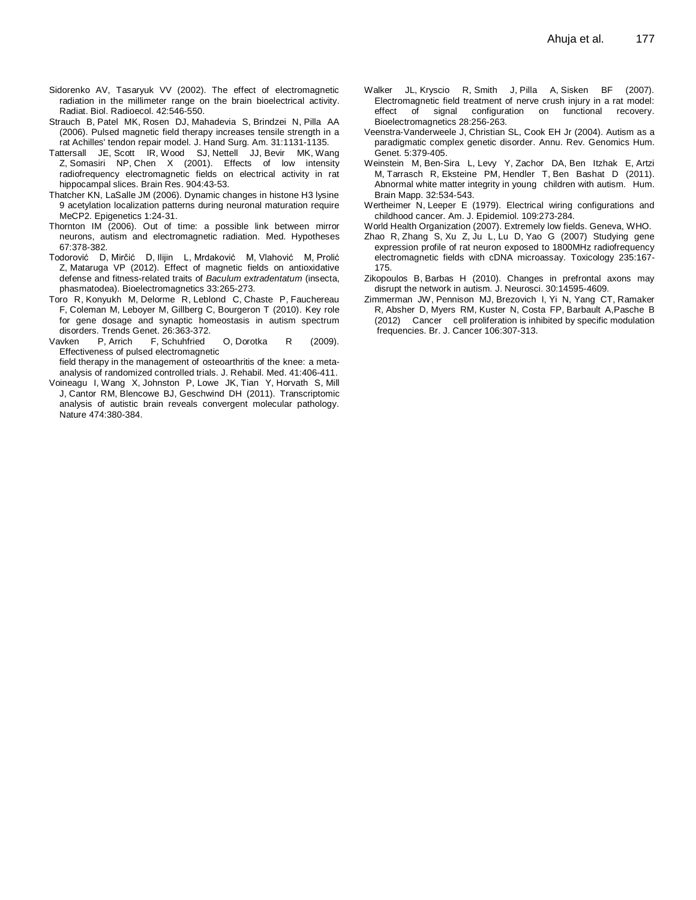Sidorenko AV, Tasaryuk VV (2002). The effect of electromagnetic radiation in the millimeter range on the brain bioelectrical activity. Radiat. Biol. Radioecol. 42:546-550.

Strauch B, Patel MK, Rosen DJ, Mahadevia S, Brindzei N, Pilla AA (2006). Pulsed magnetic field therapy increases tensile strength in a rat Achilles' tendon repair model. J. Hand Surg. Am. 31:1131-1135.

Tattersall JE, Scott IR, Wood SJ, Nettell JJ, Bevir MK, Wang Z, Somasiri NP, Chen X (2001). Effects of low intensity radiofrequency electromagnetic fields on electrical activity in rat hippocampal slices. Brain Res. 904:43-53.

Thatcher KN, LaSalle JM (2006). Dynamic changes in histone H3 lysine 9 acetylation localization patterns during neuronal maturation require MeCP2. Epigenetics 1:24-31.

Thornton IM (2006). Out of time: a possible link between mirror neurons, autism and electromagnetic radiation. Med. Hypotheses 67:378-382.

Todorović D, Mirčić D, Ilijin L, Mrdaković M, Vlahović M, Prolić Z, Mataruga VP (2012). Effect of magnetic fields on antioxidative defense and fitness-related traits of *Baculum extradentatum* (insecta, phasmatodea). Bioelectromagnetics 33:265-273.

Toro R, Konyukh M, Delorme R, Leblond C, Chaste P, Fauchereau F, Coleman M, Leboyer M, Gillberg C, Bourgeron T (2010). Key role for gene dosage and synaptic homeostasis in autism spectrum disorders. Trends Genet. 26:363-372.

Vavken P, Arrich F, Schuhfried O, Dorotka R (2009). Effectiveness of pulsed electromagnetic field therapy in the management of osteoarthritis of the knee: a meta-analysis of randomized controlled trials. J. Rehabil. Med. 41:406-411.

Voineagu I, Wang X, Johnston P, Lowe JK, Tian Y, Horvath S, Mill J, Cantor RM, Blencowe BJ, Geschwind DH (2011). Transcriptomic analysis of autistic brain reveals convergent molecular pathology. Nature 474:380-384.

Walker JL, Kryscio R, Smith J, Pilla A, Sisken BF (2007). Electromagnetic field treatment of nerve crush injury in a rat model: effect of signal configuration on functional recovery. Bioelectromagnetics 28:256-263.

Veenstra-Vanderweele J, Christian SL, Cook EH Jr (2004). Autism as a paradigmatic complex genetic disorder. Annu. Rev. Genomics Hum. Genet. 5:379-405.

Weinstein M, Ben-Sira L, Levy Y, Zachor DA, Ben Itzhak E, Artzi M, Tarrasch R, Eksteine PM, Hendler T, Ben Bashat D (2011). Abnormal white matter integrity in young children with autism. Hum. Brain Mapp. 32:534-543.

Wertheimer N, Leeper E (1979). Electrical wiring configurations and childhood cancer. Am. J. Epidemiol. 109:273-284.

World Health Organization (2007). Extremely low fields. Geneva, WHO.

Zhao R, Zhang S, Xu Z, Ju L, Lu D, Yao G (2007) Studying gene expression profile of rat neuron exposed to 1800MHz radiofrequency electromagnetic fields with cDNA microassay. Toxicology 235:167-175.

Zikopoulos B, Barbas H (2010). Changes in prefrontal axons may disrupt the network in autism. J. Neurosci. 30:14595-4609.

Zimmerman JW, Pennison MJ, Brezovich I, Yi N, Yang CT, Ramaker R, Absher D, Myers RM, Kuster N, Costa FP, Barbault A, Pasche B (2012) Cancer cell proliferation is inhibited by specific modulation frequencies. Br. J. Cancer 106:307-313.